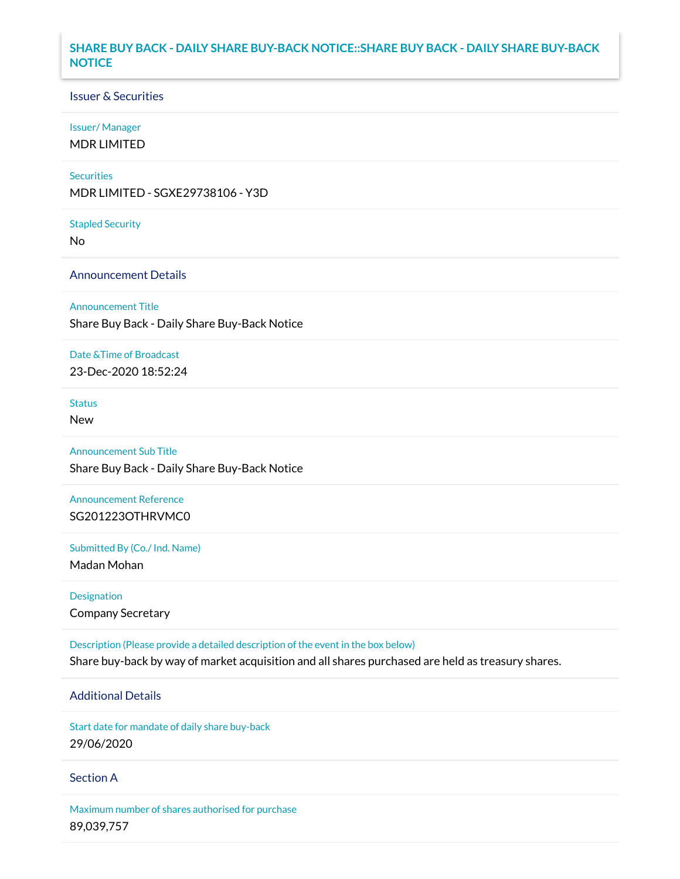# SHARE BUY BACK - DAILY SHARE BUY-BACK NOTICE::SHARE BUY BACK - DAILY SHARE BUY-BACK NOTICE

## Issuer & Securities

**Issuer/ Manager**

MDR LIMITED

**Securities**

MDR LIMITED - SGXE29738106 - Y3D

**Stapled Security**

No

## Announcement Details

**Announcement Title**

Share Buy Back - Daily Share Buy-Back Notice

**Date &Time of Broadcast**

23-Dec-2020 18:52:24

**Status**

New

**Announcement Sub Title**

Share Buy Back - Daily Share Buy-Back Notice

**Announcement Reference**

SG201223OTHRVMC0

**Submitted By (Co./ Ind. Name)**

Madan Mohan

**Designation**

Company Secretary

**Description (Please provide a detailed description of the event in the box below)**

Share buy-back by way of market acquisition and all shares purchased are held as treasury shares.

## Additional Details

**Start date for mandate of daily share buy-back**

29/06/2020

## Section A

**Maximum number of shares authorised for purchase**

89,039,757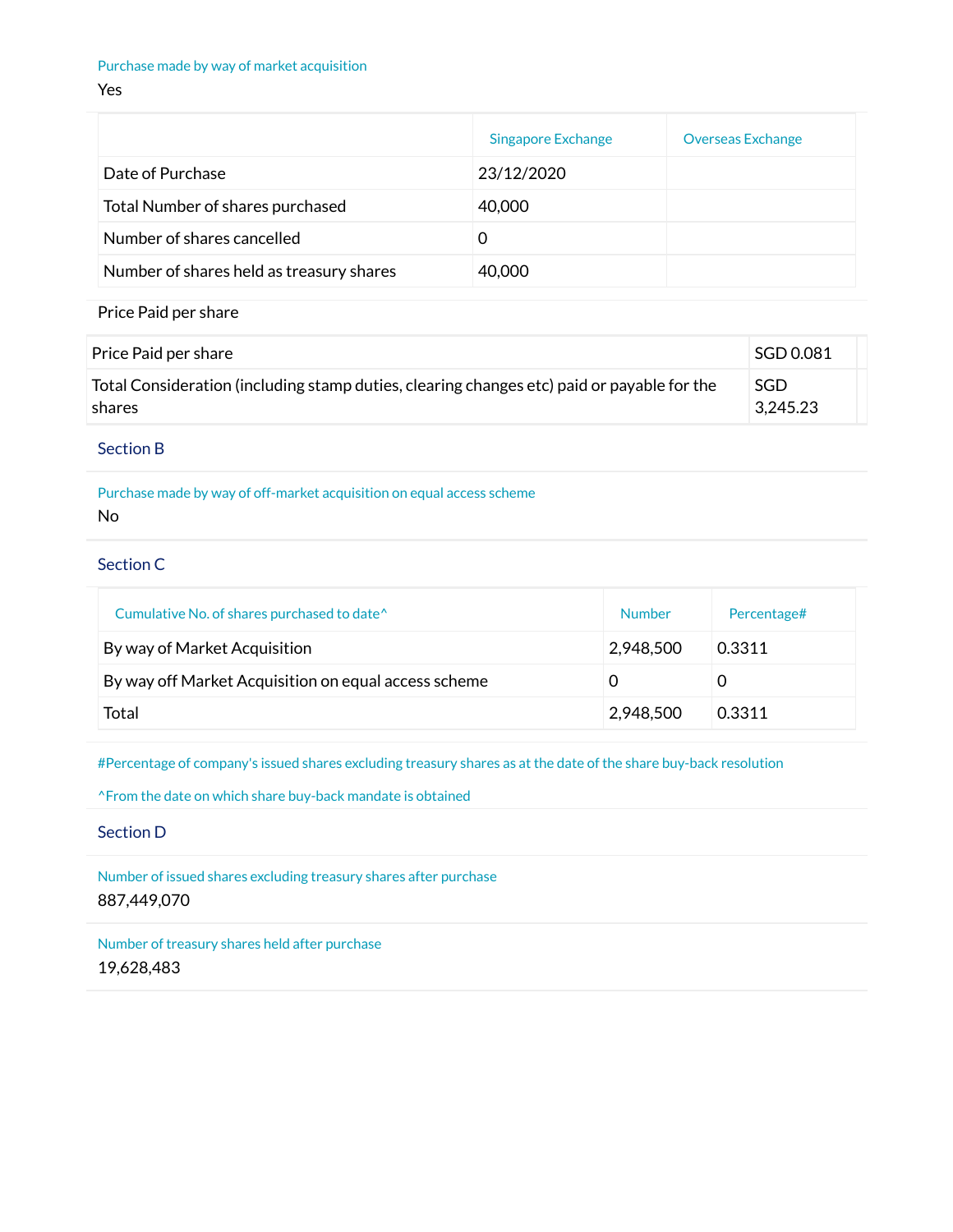Purchase made by way of market acquisition

Yes

| | Singapore Exchange | Overseas Exchange |
|---|---|---|
| Date of Purchase | 23/12/2020 | |
| Total Number of shares purchased | 40,000 | |
| Number of shares cancelled | 0 | |
| Number of shares held as treasury shares | 40,000 | |

Price Paid per share

| | |
|---|---|
| Price Paid per share | SGD 0.081 |
| Total Consideration (including stamp duties, clearing changes etc) paid or payable for the shares | SGD 3,245.23 |

## Section B

Purchase made by way of off-market acquisition on equal access scheme

No

## Section C

| Cumulative No. of shares purchased to date^ | Number | Percentage# |
|---|---|---|
| By way of Market Acquisition | 2,948,500 | 0.3311 |
| By way off Market Acquisition on equal access scheme | 0 | 0 |
| Total | 2,948,500 | 0.3311 |

#Percentage of company's issued shares excluding treasury shares as at the date of the share buy-back resolution

^From the date on which share buy-back mandate is obtained

## Section D

Number of issued shares excluding treasury shares after purchase

887,449,070

Number of treasury shares held after purchase

19,628,483